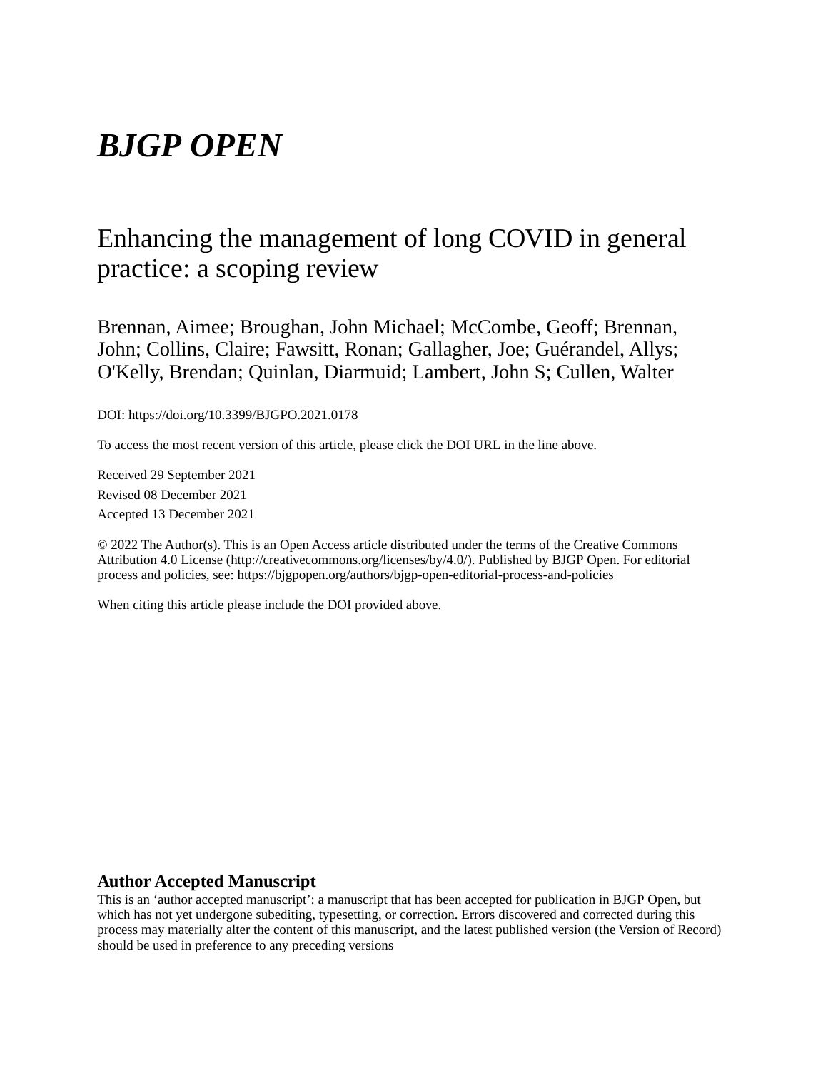# *BJGP OPEN*

## Enhancing the management of long COVID in general practice: a scoping review

Brennan, Aimee; Broughan, John Michael; McCombe, Geoff; Brennan, John; Collins, Claire; Fawsitt, Ronan; Gallagher, Joe; Guérandel, Allys; O'Kelly, Brendan; Quinlan, Diarmuid; Lambert, John S; Cullen, Walter

DOI: https://doi.org/10.3399/BJGPO.2021.0178

To access the most recent version of this article, please click the DOI URL in the line above.

Received 29 September 2021

Revised 08 December 2021

Accepted 13 December 2021

© 2022 The Author(s). This is an Open Access article distributed under the terms of the Creative Commons Attribution 4.0 License (http://creativecommons.org/licenses/by/4.0/). Published by BJGP Open. For editorial process and policies, see: https://bjgpopen.org/authors/bjgp-open-editorial-process-and-policies

When citing this article please include the DOI provided above.

### Author Accepted Manuscript

This is an 'author accepted manuscript': a manuscript that has been accepted for publication in BJGP Open, but which has not yet undergone subediting, typesetting, or correction. Errors discovered and corrected during this process may materially alter the content of this manuscript, and the latest published version (the Version of Record) should be used in preference to any preceding versions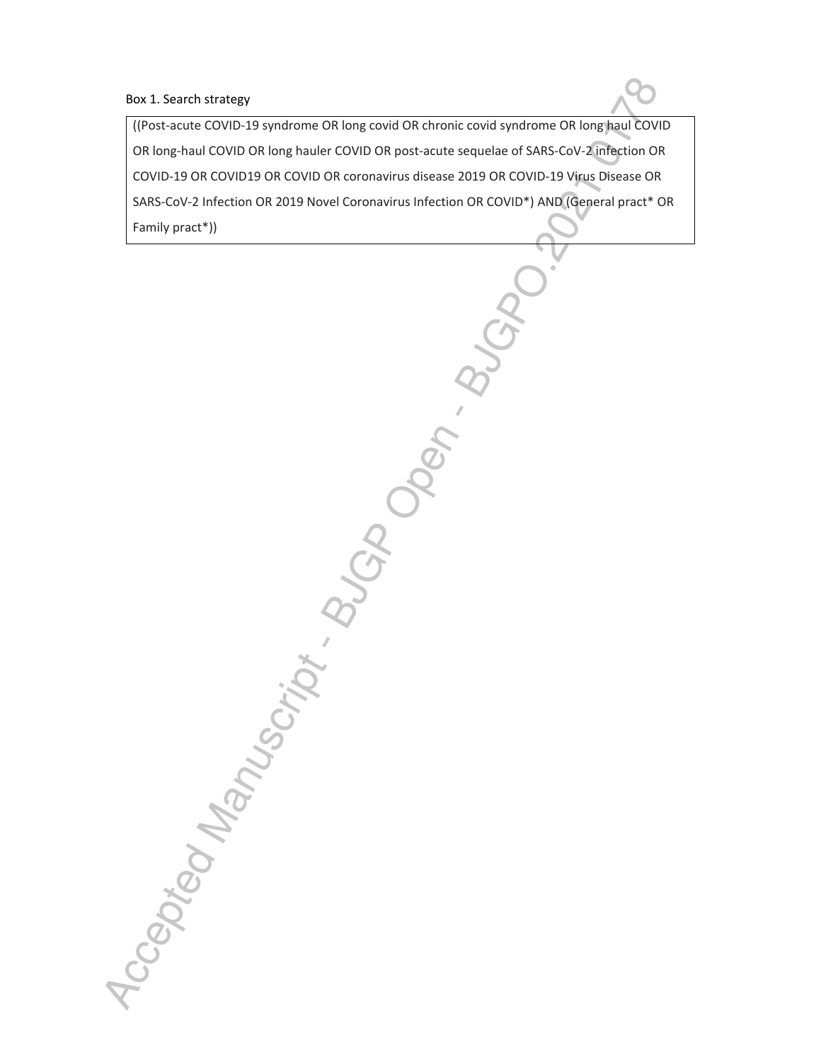Box 1. Search strategy

((Post-acute COVID-19 syndrome OR long covid OR chronic covid syndrome OR long haul COVID OR long-haul COVID OR long hauler COVID OR post-acute sequelae of SARS-CoV-2 infection OR COVID-19 OR COVID19 OR COVID OR coronavirus disease 2019 OR COVID-19 Virus Disease OR SARS-CoV-2 Infection OR 2019 Novel Coronavirus Infection OR COVID*) AND (General pract* OR Family pract*))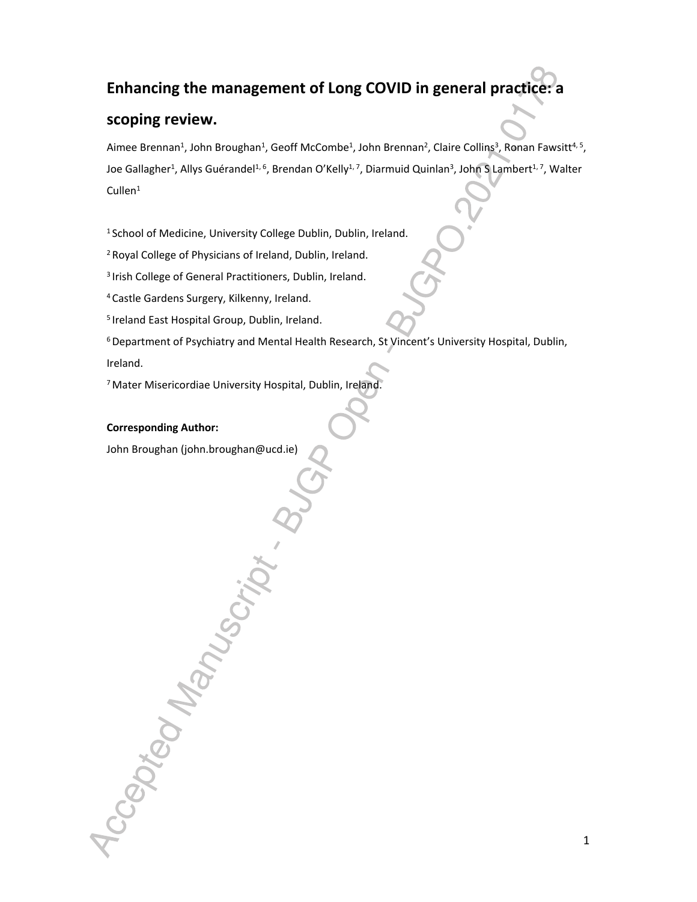# Enhancing the management of Long COVID in general practice: a scoping review.

Aimee Brennan[1], John Broughan[1], Geoff McCombe[1], John Brennan[2], Claire Collins[3], Ronan Fawsitt[4, 5], Joe Gallagher[1], Allys Guérandel[1, 6], Brendan O'Kelly[1, 7], Diarmuid Quinlan[3], John S Lambert[1, 7], Walter Cullen[1]

[1] School of Medicine, University College Dublin, Dublin, Ireland.

[2] Royal College of Physicians of Ireland, Dublin, Ireland.

[3] Irish College of General Practitioners, Dublin, Ireland.

[4] Castle Gardens Surgery, Kilkenny, Ireland.

[5] Ireland East Hospital Group, Dublin, Ireland.

[6] Department of Psychiatry and Mental Health Research, St Vincent's University Hospital, Dublin, Ireland.

[7] Mater Misericordiae University Hospital, Dublin, Ireland.

**Corresponding Author:**

John Broughan (john.broughan@ucd.ie)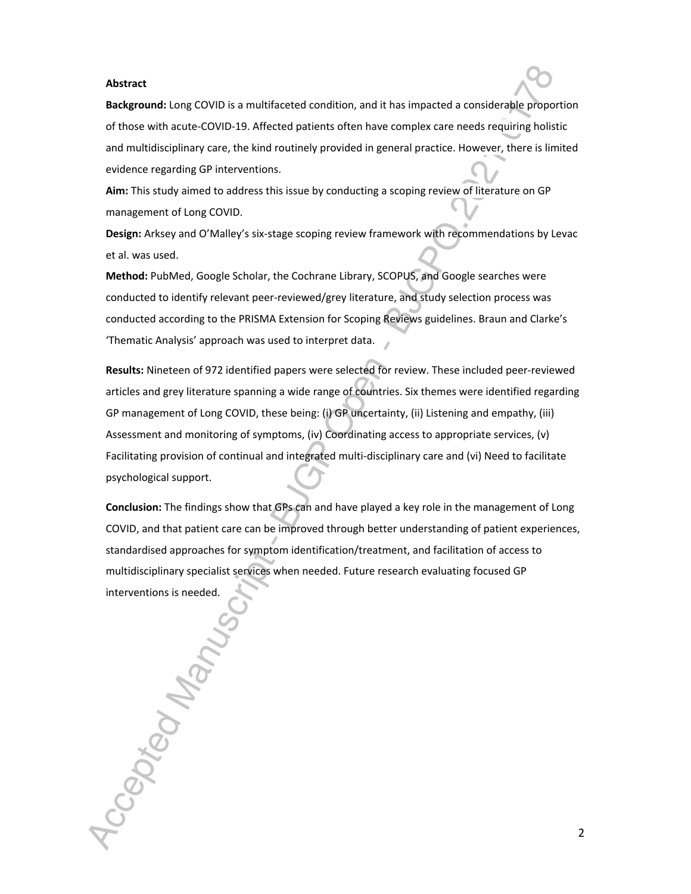**Abstract**

**Background:** Long COVID is a multifaceted condition, and it has impacted a considerable proportion of those with acute-COVID-19. Affected patients often have complex care needs requiring holistic and multidisciplinary care, the kind routinely provided in general practice. However, there is limited evidence regarding GP interventions.

**Aim:** This study aimed to address this issue by conducting a scoping review of literature on GP management of Long COVID.

**Design:** Arksey and O'Malley's six-stage scoping review framework with recommendations by Levac et al. was used.

**Method:** PubMed, Google Scholar, the Cochrane Library, SCOPUS, and Google searches were conducted to identify relevant peer-reviewed/grey literature, and study selection process was conducted according to the PRISMA Extension for Scoping Reviews guidelines. Braun and Clarke's 'Thematic Analysis' approach was used to interpret data.

**Results:** Nineteen of 972 identified papers were selected for review. These included peer-reviewed articles and grey literature spanning a wide range of countries. Six themes were identified regarding GP management of Long COVID, these being: (i) GP uncertainty, (ii) Listening and empathy, (iii) Assessment and monitoring of symptoms, (iv) Coordinating access to appropriate services, (v) Facilitating provision of continual and integrated multi-disciplinary care and (vi) Need to facilitate psychological support.

**Conclusion:** The findings show that GPs can and have played a key role in the management of Long COVID, and that patient care can be improved through better understanding of patient experiences, standardised approaches for symptom identification/treatment, and facilitation of access to multidisciplinary specialist services when needed. Future research evaluating focused GP interventions is needed.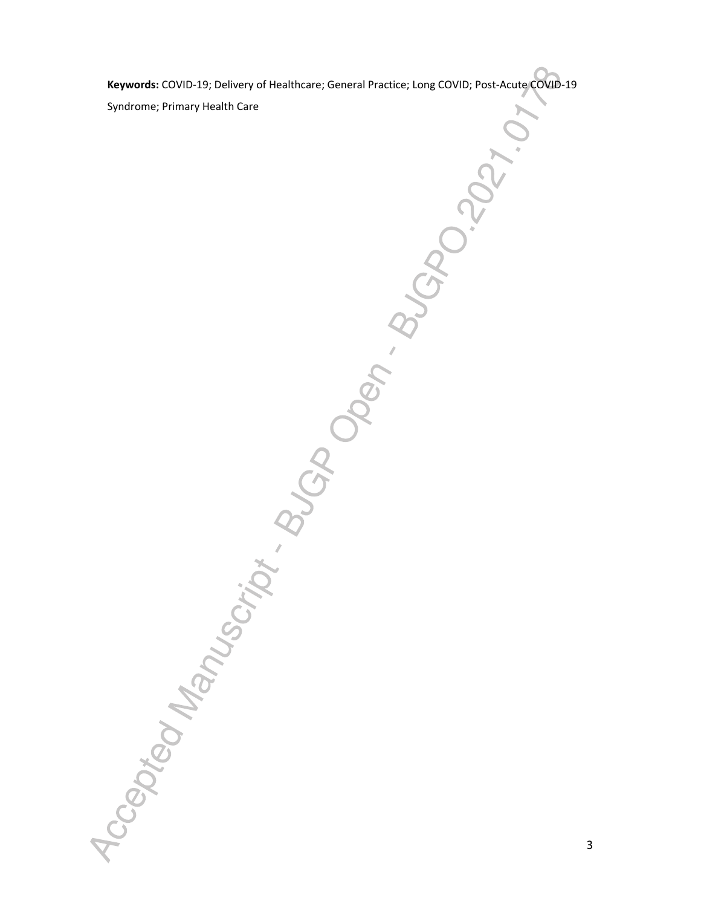**Keywords:** COVID-19; Delivery of Healthcare; General Practice; Long COVID; Post-Acute COVID-19 Syndrome; Primary Health Care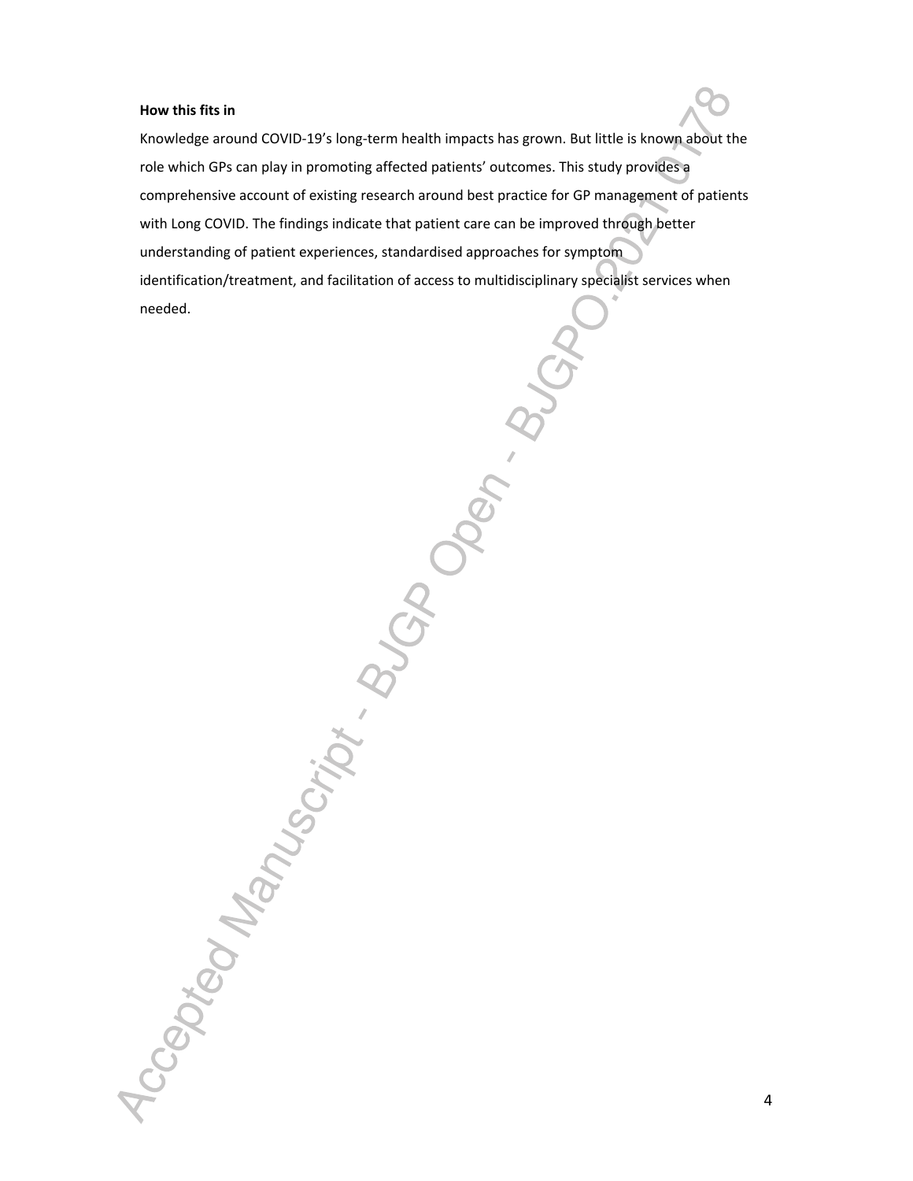**How this fits in**

Knowledge around COVID-19's long-term health impacts has grown. But little is known about the role which GPs can play in promoting affected patients' outcomes. This study provides a comprehensive account of existing research around best practice for GP management of patients with Long COVID. The findings indicate that patient care can be improved through better understanding of patient experiences, standardised approaches for symptom identification/treatment, and facilitation of access to multidisciplinary specialist services when needed.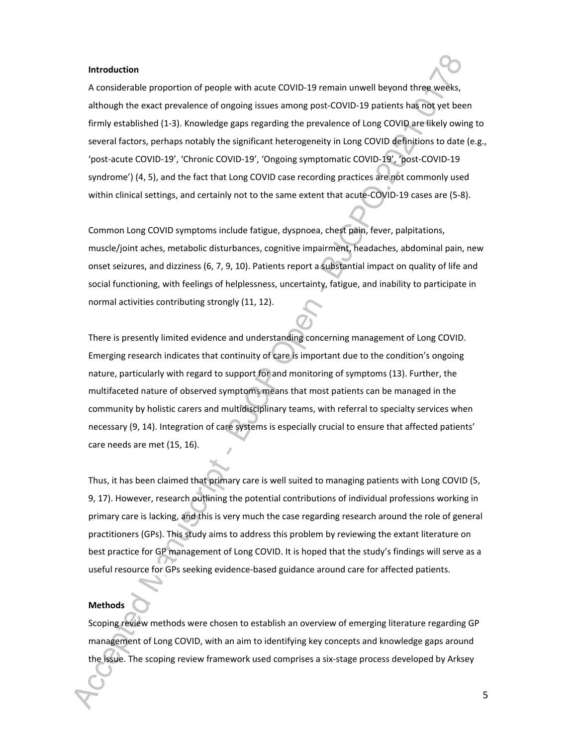**Introduction**

A considerable proportion of people with acute COVID-19 remain unwell beyond three weeks, although the exact prevalence of ongoing issues among post-COVID-19 patients has not yet been firmly established (1-3). Knowledge gaps regarding the prevalence of Long COVID are likely owing to several factors, perhaps notably the significant heterogeneity in Long COVID definitions to date (e.g., 'post-acute COVID-19', 'Chronic COVID-19', 'Ongoing symptomatic COVID-19', 'post-COVID-19 syndrome') (4, 5), and the fact that Long COVID case recording practices are not commonly used within clinical settings, and certainly not to the same extent that acute-COVID-19 cases are (5-8).

Common Long COVID symptoms include fatigue, dyspnoea, chest pain, fever, palpitations, muscle/joint aches, metabolic disturbances, cognitive impairment, headaches, abdominal pain, new onset seizures, and dizziness (6, 7, 9, 10). Patients report a substantial impact on quality of life and social functioning, with feelings of helplessness, uncertainty, fatigue, and inability to participate in normal activities contributing strongly (11, 12).

There is presently limited evidence and understanding concerning management of Long COVID. Emerging research indicates that continuity of care is important due to the condition's ongoing nature, particularly with regard to support for and monitoring of symptoms (13). Further, the multifaceted nature of observed symptoms means that most patients can be managed in the community by holistic carers and multidisciplinary teams, with referral to specialty services when necessary (9, 14). Integration of care systems is especially crucial to ensure that affected patients' care needs are met (15, 16).

Thus, it has been claimed that primary care is well suited to managing patients with Long COVID (5, 9, 17). However, research outlining the potential contributions of individual professions working in primary care is lacking, and this is very much the case regarding research around the role of general practitioners (GPs). This study aims to address this problem by reviewing the extant literature on best practice for GP management of Long COVID. It is hoped that the study's findings will serve as a useful resource for GPs seeking evidence-based guidance around care for affected patients.

**Methods**

Scoping review methods were chosen to establish an overview of emerging literature regarding GP management of Long COVID, with an aim to identifying key concepts and knowledge gaps around the issue. The scoping review framework used comprises a six-stage process developed by Arksey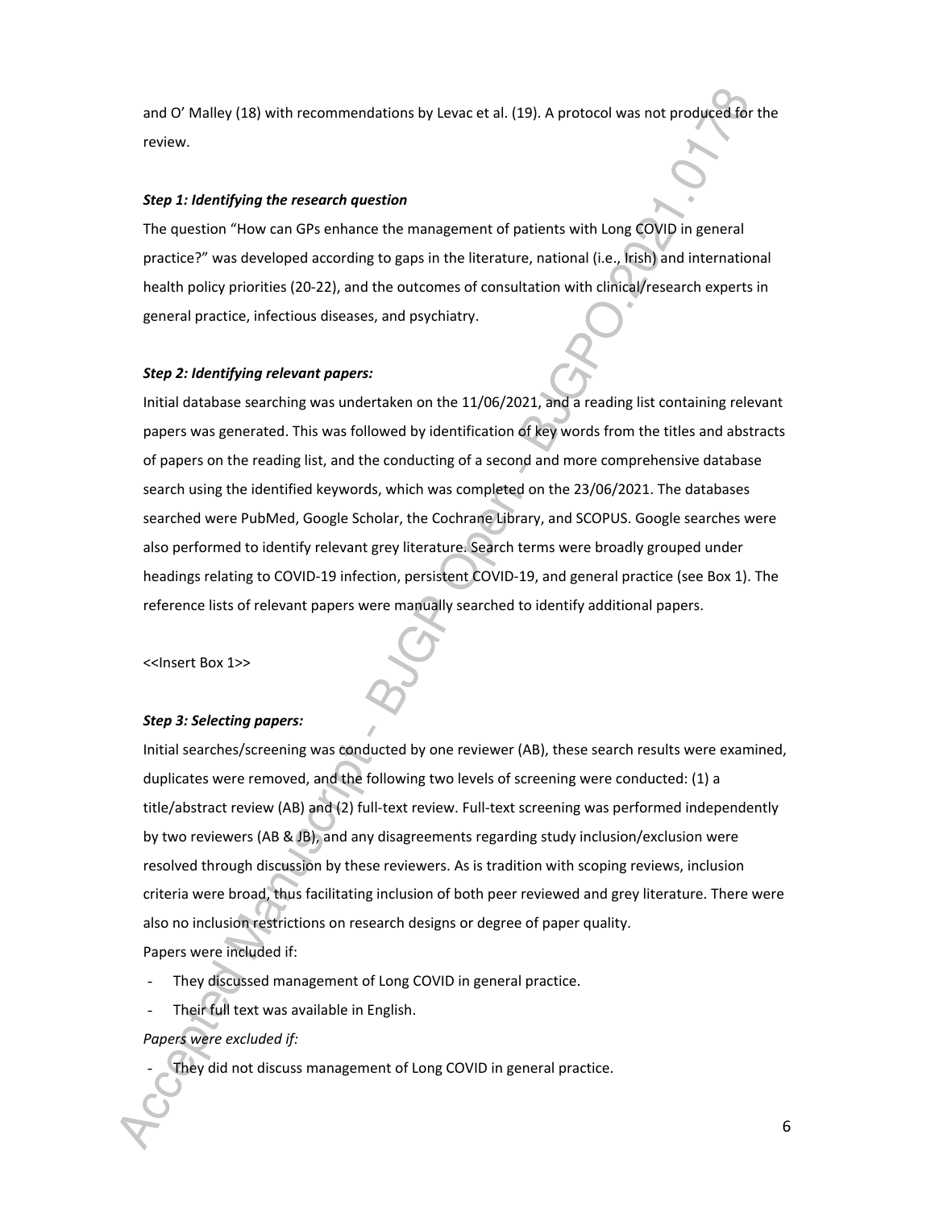and O' Malley (18) with recommendations by Levac et al. (19). A protocol was not produced for the review.

***Step 1: Identifying the research question***

The question "How can GPs enhance the management of patients with Long COVID in general practice?" was developed according to gaps in the literature, national (i.e., Irish) and international health policy priorities (20-22), and the outcomes of consultation with clinical/research experts in general practice, infectious diseases, and psychiatry.

***Step 2: Identifying relevant papers:***

Initial database searching was undertaken on the 11/06/2021, and a reading list containing relevant papers was generated. This was followed by identification of key words from the titles and abstracts of papers on the reading list, and the conducting of a second and more comprehensive database search using the identified keywords, which was completed on the 23/06/2021. The databases searched were PubMed, Google Scholar, the Cochrane Library, and SCOPUS. Google searches were also performed to identify relevant grey literature. Search terms were broadly grouped under headings relating to COVID-19 infection, persistent COVID-19, and general practice (see Box 1). The reference lists of relevant papers were manually searched to identify additional papers.

<<Insert Box 1>>

***Step 3: Selecting papers:***

Initial searches/screening was conducted by one reviewer (AB), these search results were examined, duplicates were removed, and the following two levels of screening were conducted: (1) a title/abstract review (AB) and (2) full-text review. Full-text screening was performed independently by two reviewers (AB & JB), and any disagreements regarding study inclusion/exclusion were resolved through discussion by these reviewers. As is tradition with scoping reviews, inclusion criteria were broad, thus facilitating inclusion of both peer reviewed and grey literature. There were also no inclusion restrictions on research designs or degree of paper quality.

Papers were included if:

- They discussed management of Long COVID in general practice.
- Their full text was available in English.

*Papers were excluded if:*

- They did not discuss management of Long COVID in general practice.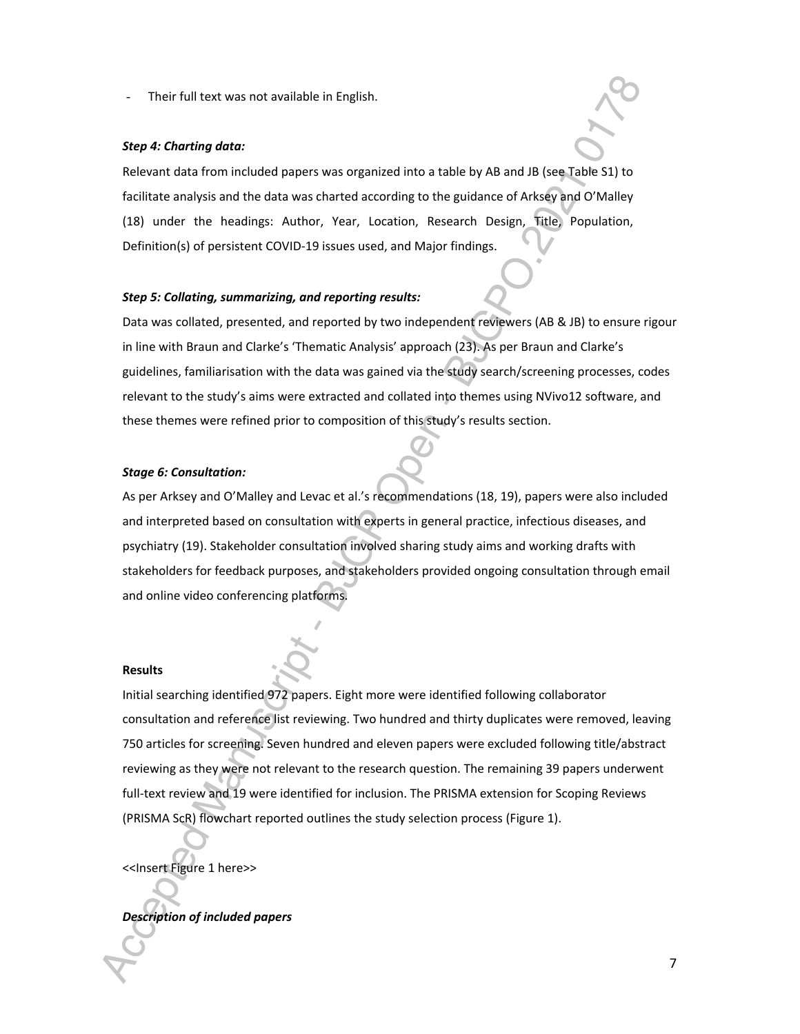- Their full text was not available in English.

### *Step 4: Charting data:*

Relevant data from included papers was organized into a table by AB and JB (see Table S1) to facilitate analysis and the data was charted according to the guidance of Arksey and O'Malley (18) under the headings: Author, Year, Location, Research Design, Title, Population, Definition(s) of persistent COVID-19 issues used, and Major findings.

### *Step 5: Collating, summarizing, and reporting results:*

Data was collated, presented, and reported by two independent reviewers (AB & JB) to ensure rigour in line with Braun and Clarke's 'Thematic Analysis' approach (23). As per Braun and Clarke's guidelines, familiarisation with the data was gained via the study search/screening processes, codes relevant to the study's aims were extracted and collated into themes using NVivo12 software, and these themes were refined prior to composition of this study's results section.

### *Stage 6: Consultation:*

As per Arksey and O'Malley and Levac et al.'s recommendations (18, 19), papers were also included and interpreted based on consultation with experts in general practice, infectious diseases, and psychiatry (19). Stakeholder consultation involved sharing study aims and working drafts with stakeholders for feedback purposes, and stakeholders provided ongoing consultation through email and online video conferencing platforms.

## Results

Initial searching identified 972 papers. Eight more were identified following collaborator consultation and reference list reviewing. Two hundred and thirty duplicates were removed, leaving 750 articles for screening. Seven hundred and eleven papers were excluded following title/abstract reviewing as they were not relevant to the research question. The remaining 39 papers underwent full-text review and 19 were identified for inclusion. The PRISMA extension for Scoping Reviews (PRISMA ScR) flowchart reported outlines the study selection process (Figure 1).

<<Insert Figure 1 here>>

### *Description of included papers*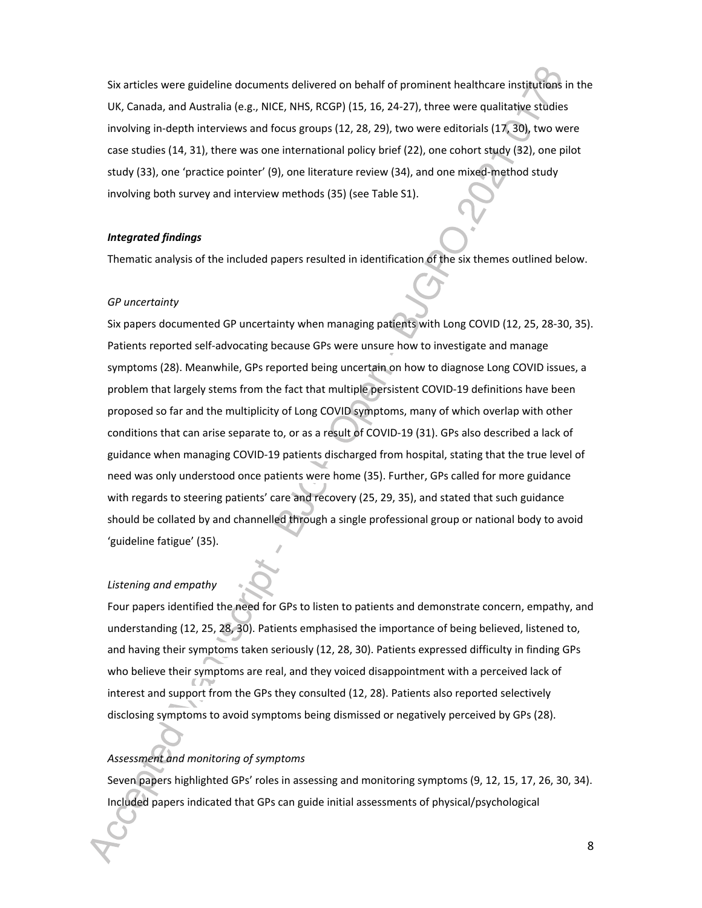Six articles were guideline documents delivered on behalf of prominent healthcare institutions in the UK, Canada, and Australia (e.g., NICE, NHS, RCGP) (15, 16, 24-27), three were qualitative studies involving in-depth interviews and focus groups (12, 28, 29), two were editorials (17, 30), two were case studies (14, 31), there was one international policy brief (22), one cohort study (32), one pilot study (33), one 'practice pointer' (9), one literature review (34), and one mixed-method study involving both survey and interview methods (35) (see Table S1).

***Integrated findings***

Thematic analysis of the included papers resulted in identification of the six themes outlined below.

*GP uncertainty*

Six papers documented GP uncertainty when managing patients with Long COVID (12, 25, 28-30, 35). Patients reported self-advocating because GPs were unsure how to investigate and manage symptoms (28). Meanwhile, GPs reported being uncertain on how to diagnose Long COVID issues, a problem that largely stems from the fact that multiple persistent COVID-19 definitions have been proposed so far and the multiplicity of Long COVID symptoms, many of which overlap with other conditions that can arise separate to, or as a result of COVID-19 (31). GPs also described a lack of guidance when managing COVID-19 patients discharged from hospital, stating that the true level of need was only understood once patients were home (35). Further, GPs called for more guidance with regards to steering patients' care and recovery (25, 29, 35), and stated that such guidance should be collated by and channelled through a single professional group or national body to avoid 'guideline fatigue' (35).

*Listening and empathy*

Four papers identified the need for GPs to listen to patients and demonstrate concern, empathy, and understanding (12, 25, 28, 30). Patients emphasised the importance of being believed, listened to, and having their symptoms taken seriously (12, 28, 30). Patients expressed difficulty in finding GPs who believe their symptoms are real, and they voiced disappointment with a perceived lack of interest and support from the GPs they consulted (12, 28). Patients also reported selectively disclosing symptoms to avoid symptoms being dismissed or negatively perceived by GPs (28).

*Assessment and monitoring of symptoms*

Seven papers highlighted GPs' roles in assessing and monitoring symptoms (9, 12, 15, 17, 26, 30, 34). Included papers indicated that GPs can guide initial assessments of physical/psychological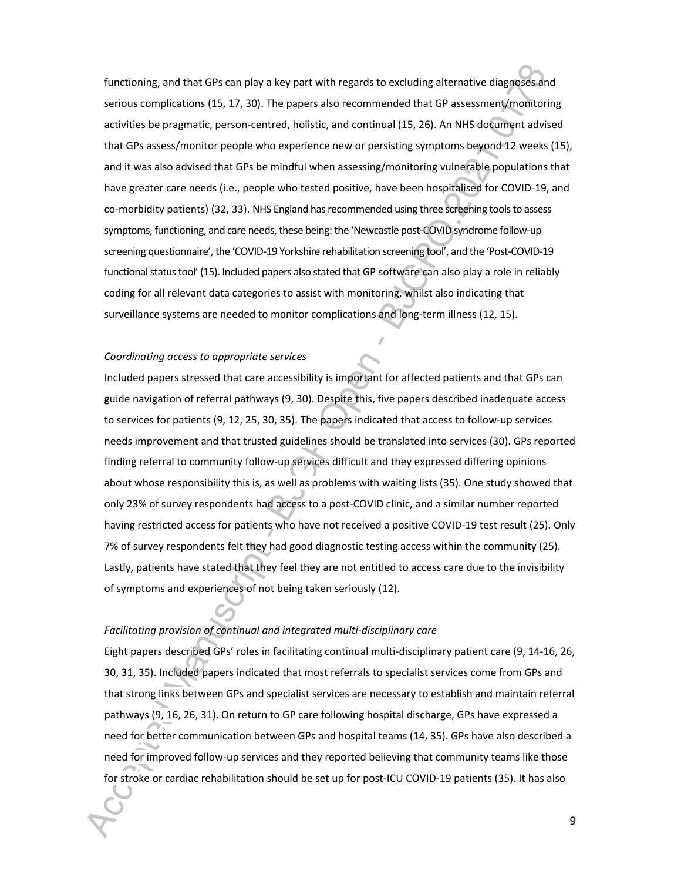functioning, and that GPs can play a key part with regards to excluding alternative diagnoses and serious complications (15, 17, 30). The papers also recommended that GP assessment/monitoring activities be pragmatic, person-centred, holistic, and continual (15, 26). An NHS document advised that GPs assess/monitor people who experience new or persisting symptoms beyond 12 weeks (15), and it was also advised that GPs be mindful when assessing/monitoring vulnerable populations that have greater care needs (i.e., people who tested positive, have been hospitalised for COVID-19, and co-morbidity patients) (32, 33). NHS England has recommended using three screening tools to assess symptoms, functioning, and care needs, these being: the 'Newcastle post-COVID syndrome follow-up screening questionnaire', the 'COVID-19 Yorkshire rehabilitation screening tool', and the 'Post-COVID-19 functional status tool' (15). Included papers also stated that GP software can also play a role in reliably coding for all relevant data categories to assist with monitoring, whilst also indicating that surveillance systems are needed to monitor complications and long-term illness (12, 15).

*Coordinating access to appropriate services*

Included papers stressed that care accessibility is important for affected patients and that GPs can guide navigation of referral pathways (9, 30). Despite this, five papers described inadequate access to services for patients (9, 12, 25, 30, 35). The papers indicated that access to follow-up services needs improvement and that trusted guidelines should be translated into services (30). GPs reported finding referral to community follow-up services difficult and they expressed differing opinions about whose responsibility this is, as well as problems with waiting lists (35). One study showed that only 23% of survey respondents had access to a post-COVID clinic, and a similar number reported having restricted access for patients who have not received a positive COVID-19 test result (25). Only 7% of survey respondents felt they had good diagnostic testing access within the community (25). Lastly, patients have stated that they feel they are not entitled to access care due to the invisibility of symptoms and experiences of not being taken seriously (12).

*Facilitating provision of continual and integrated multi-disciplinary care*

Eight papers described GPs' roles in facilitating continual multi-disciplinary patient care (9, 14-16, 26, 30, 31, 35). Included papers indicated that most referrals to specialist services come from GPs and that strong links between GPs and specialist services are necessary to establish and maintain referral pathways (9, 16, 26, 31). On return to GP care following hospital discharge, GPs have expressed a need for better communication between GPs and hospital teams (14, 35). GPs have also described a need for improved follow-up services and they reported believing that community teams like those for stroke or cardiac rehabilitation should be set up for post-ICU COVID-19 patients (35). It has also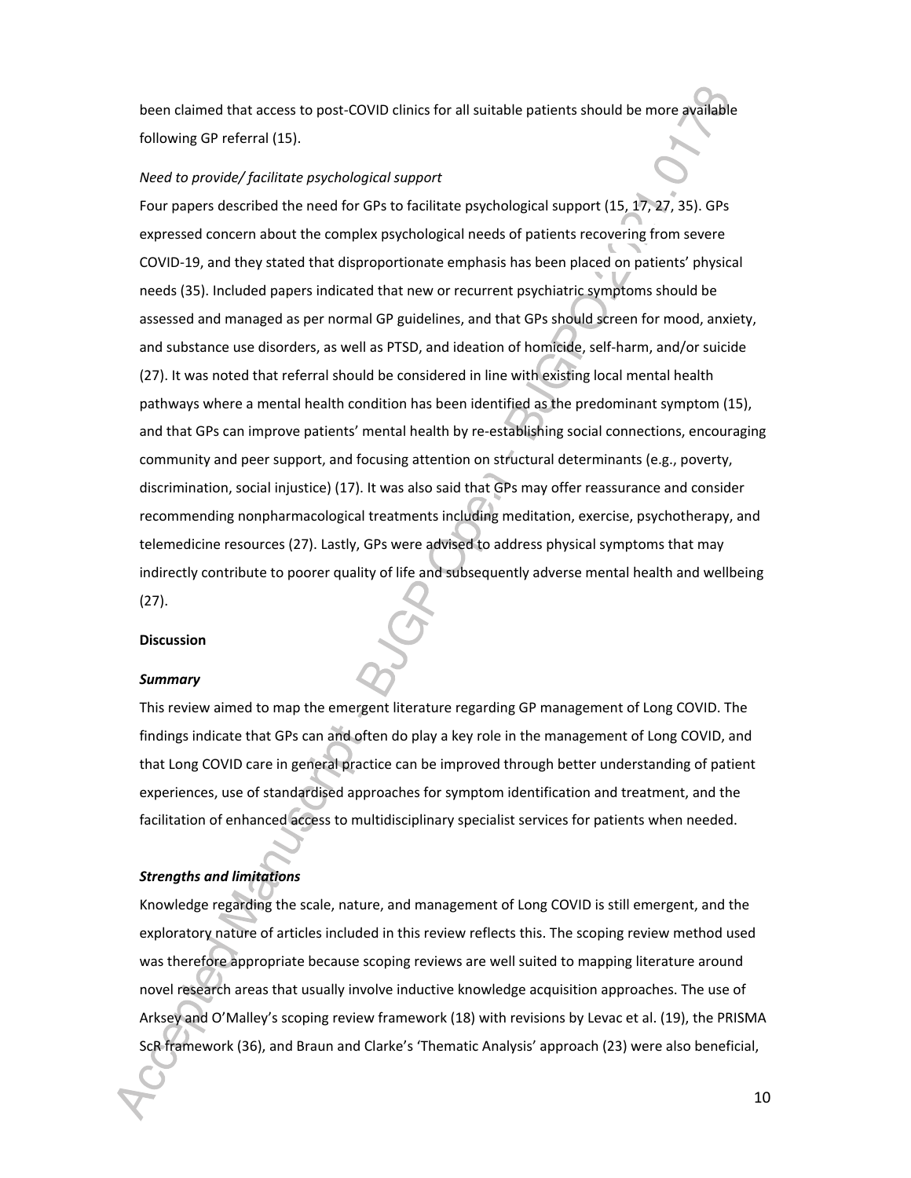been claimed that access to post-COVID clinics for all suitable patients should be more available following GP referral (15).

*Need to provide/ facilitate psychological support*

Four papers described the need for GPs to facilitate psychological support (15, 17, 27, 35). GPs expressed concern about the complex psychological needs of patients recovering from severe COVID-19, and they stated that disproportionate emphasis has been placed on patients' physical needs (35). Included papers indicated that new or recurrent psychiatric symptoms should be assessed and managed as per normal GP guidelines, and that GPs should screen for mood, anxiety, and substance use disorders, as well as PTSD, and ideation of homicide, self-harm, and/or suicide (27). It was noted that referral should be considered in line with existing local mental health pathways where a mental health condition has been identified as the predominant symptom (15), and that GPs can improve patients' mental health by re-establishing social connections, encouraging community and peer support, and focusing attention on structural determinants (e.g., poverty, discrimination, social injustice) (17). It was also said that GPs may offer reassurance and consider recommending nonpharmacological treatments including meditation, exercise, psychotherapy, and telemedicine resources (27). Lastly, GPs were advised to address physical symptoms that may indirectly contribute to poorer quality of life and subsequently adverse mental health and wellbeing (27).

**Discussion**

***Summary***

This review aimed to map the emergent literature regarding GP management of Long COVID. The findings indicate that GPs can and often do play a key role in the management of Long COVID, and that Long COVID care in general practice can be improved through better understanding of patient experiences, use of standardised approaches for symptom identification and treatment, and the facilitation of enhanced access to multidisciplinary specialist services for patients when needed.

***Strengths and limitations***

Knowledge regarding the scale, nature, and management of Long COVID is still emergent, and the exploratory nature of articles included in this review reflects this. The scoping review method used was therefore appropriate because scoping reviews are well suited to mapping literature around novel research areas that usually involve inductive knowledge acquisition approaches. The use of Arksey and O'Malley's scoping review framework (18) with revisions by Levac et al. (19), the PRISMA ScR framework (36), and Braun and Clarke's 'Thematic Analysis' approach (23) were also beneficial,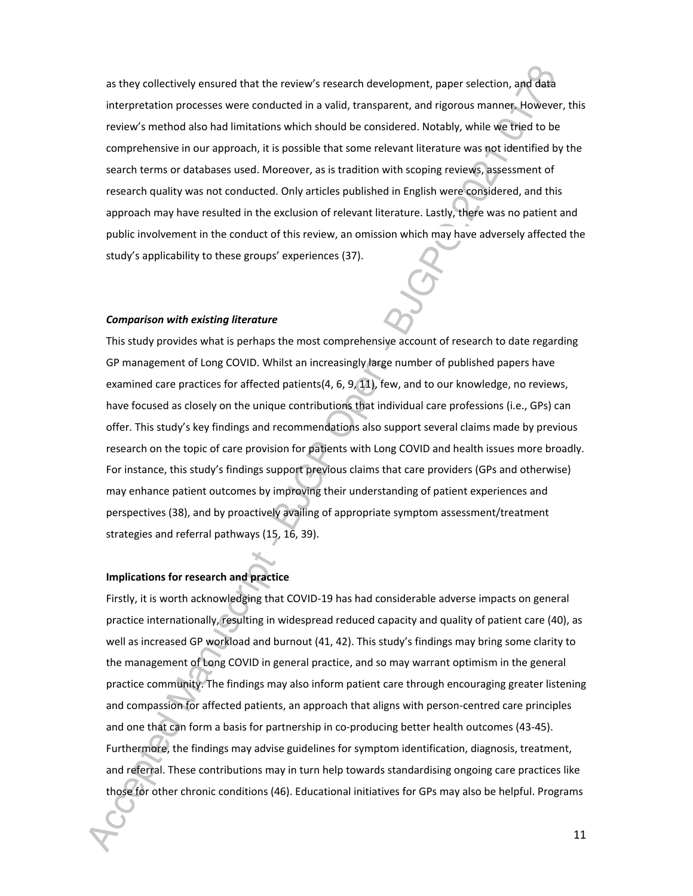as they collectively ensured that the review's research development, paper selection, and data interpretation processes were conducted in a valid, transparent, and rigorous manner. However, this review's method also had limitations which should be considered. Notably, while we tried to be comprehensive in our approach, it is possible that some relevant literature was not identified by the search terms or databases used. Moreover, as is tradition with scoping reviews, assessment of research quality was not conducted. Only articles published in English were considered, and this approach may have resulted in the exclusion of relevant literature. Lastly, there was no patient and public involvement in the conduct of this review, an omission which may have adversely affected the study's applicability to these groups' experiences (37).

***Comparison with existing literature***

This study provides what is perhaps the most comprehensive account of research to date regarding GP management of Long COVID. Whilst an increasingly large number of published papers have examined care practices for affected patients(4, 6, 9, 11), few, and to our knowledge, no reviews, have focused as closely on the unique contributions that individual care professions (i.e., GPs) can offer. This study's key findings and recommendations also support several claims made by previous research on the topic of care provision for patients with Long COVID and health issues more broadly. For instance, this study's findings support previous claims that care providers (GPs and otherwise) may enhance patient outcomes by improving their understanding of patient experiences and perspectives (38), and by proactively availing of appropriate symptom assessment/treatment strategies and referral pathways (15, 16, 39).

**Implications for research and practice**

Firstly, it is worth acknowledging that COVID-19 has had considerable adverse impacts on general practice internationally, resulting in widespread reduced capacity and quality of patient care (40), as well as increased GP workload and burnout (41, 42). This study's findings may bring some clarity to the management of Long COVID in general practice, and so may warrant optimism in the general practice community. The findings may also inform patient care through encouraging greater listening and compassion for affected patients, an approach that aligns with person-centred care principles and one that can form a basis for partnership in co-producing better health outcomes (43-45). Furthermore, the findings may advise guidelines for symptom identification, diagnosis, treatment, and referral. These contributions may in turn help towards standardising ongoing care practices like those for other chronic conditions (46). Educational initiatives for GPs may also be helpful. Programs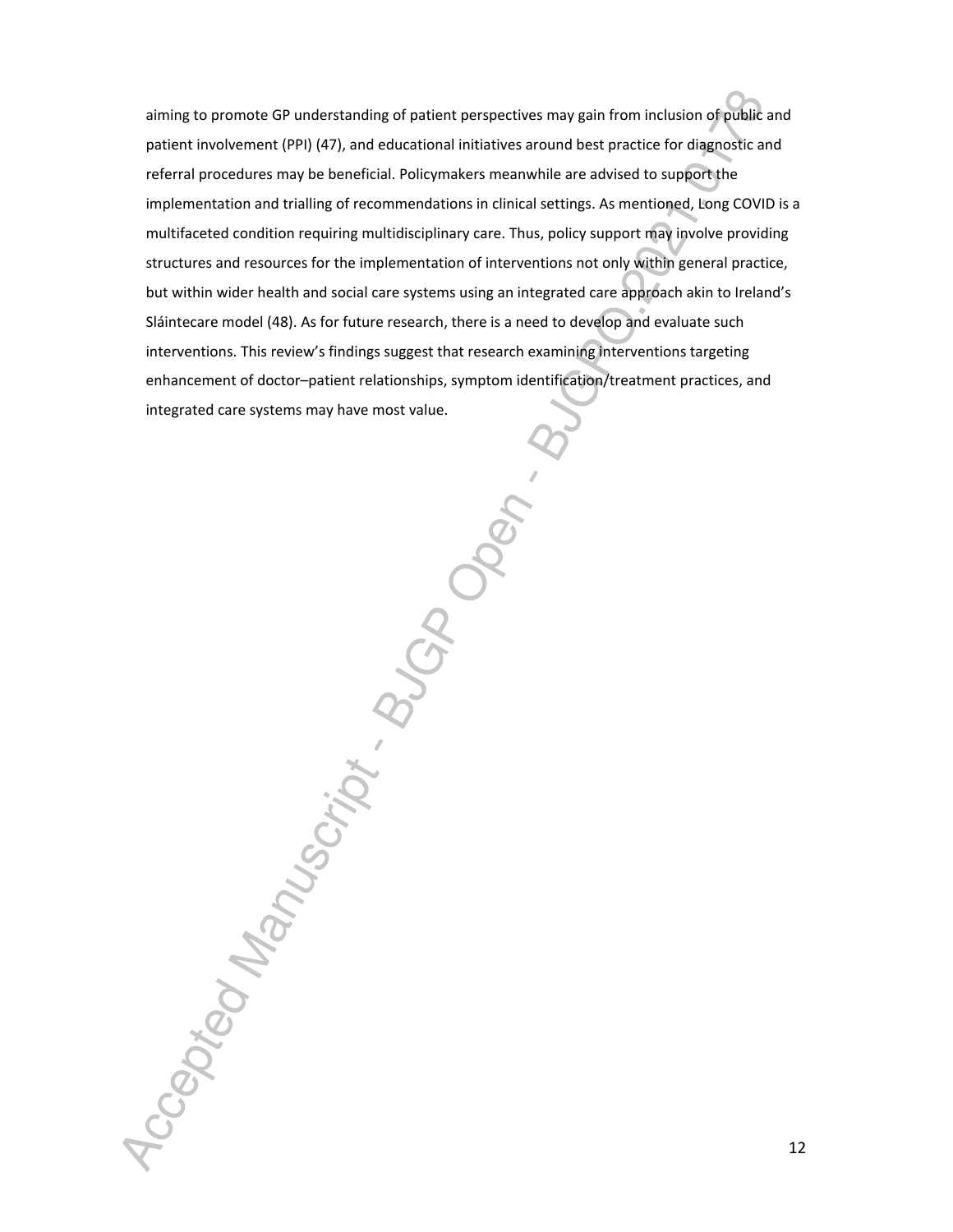aiming to promote GP understanding of patient perspectives may gain from inclusion of public and patient involvement (PPI) (47), and educational initiatives around best practice for diagnostic and referral procedures may be beneficial. Policymakers meanwhile are advised to support the implementation and trialling of recommendations in clinical settings. As mentioned, Long COVID is a multifaceted condition requiring multidisciplinary care. Thus, policy support may involve providing structures and resources for the implementation of interventions not only within general practice, but within wider health and social care systems using an integrated care approach akin to Ireland's Sláintecare model (48). As for future research, there is a need to develop and evaluate such interventions. This review's findings suggest that research examining interventions targeting enhancement of doctor–patient relationships, symptom identification/treatment practices, and integrated care systems may have most value.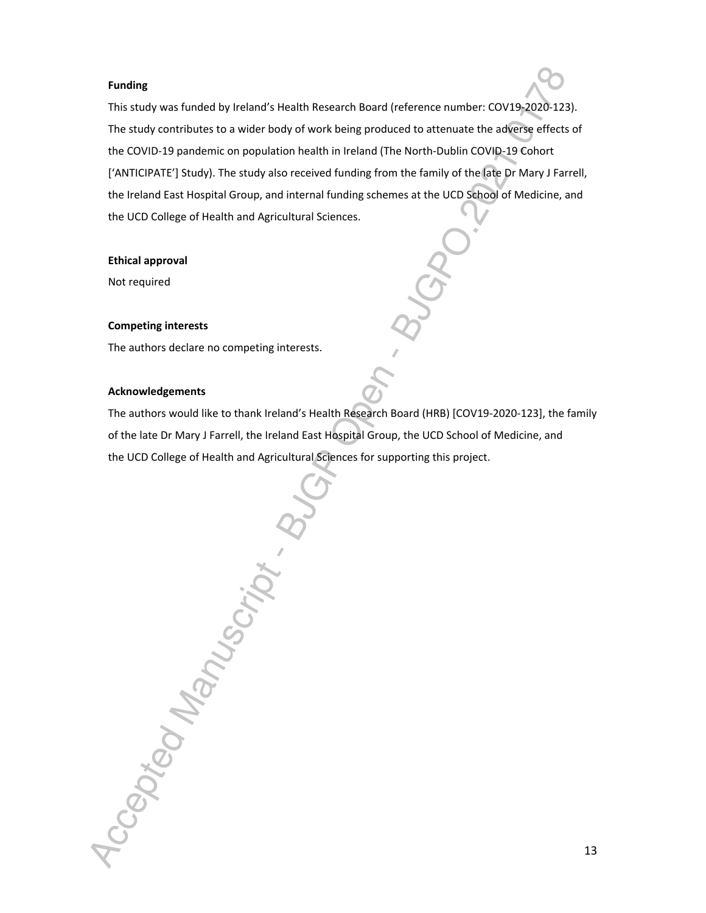**Funding**

This study was funded by Ireland's Health Research Board (reference number: COV19-2020-123). The study contributes to a wider body of work being produced to attenuate the adverse effects of the COVID-19 pandemic on population health in Ireland (The North-Dublin COVID-19 Cohort ['ANTICIPATE'] Study). The study also received funding from the family of the late Dr Mary J Farrell, the Ireland East Hospital Group, and internal funding schemes at the UCD School of Medicine, and the UCD College of Health and Agricultural Sciences.

**Ethical approval**

Not required

**Competing interests**

The authors declare no competing interests.

**Acknowledgements**

The authors would like to thank Ireland's Health Research Board (HRB) [COV19-2020-123], the family of the late Dr Mary J Farrell, the Ireland East Hospital Group, the UCD School of Medicine, and the UCD College of Health and Agricultural Sciences for supporting this project.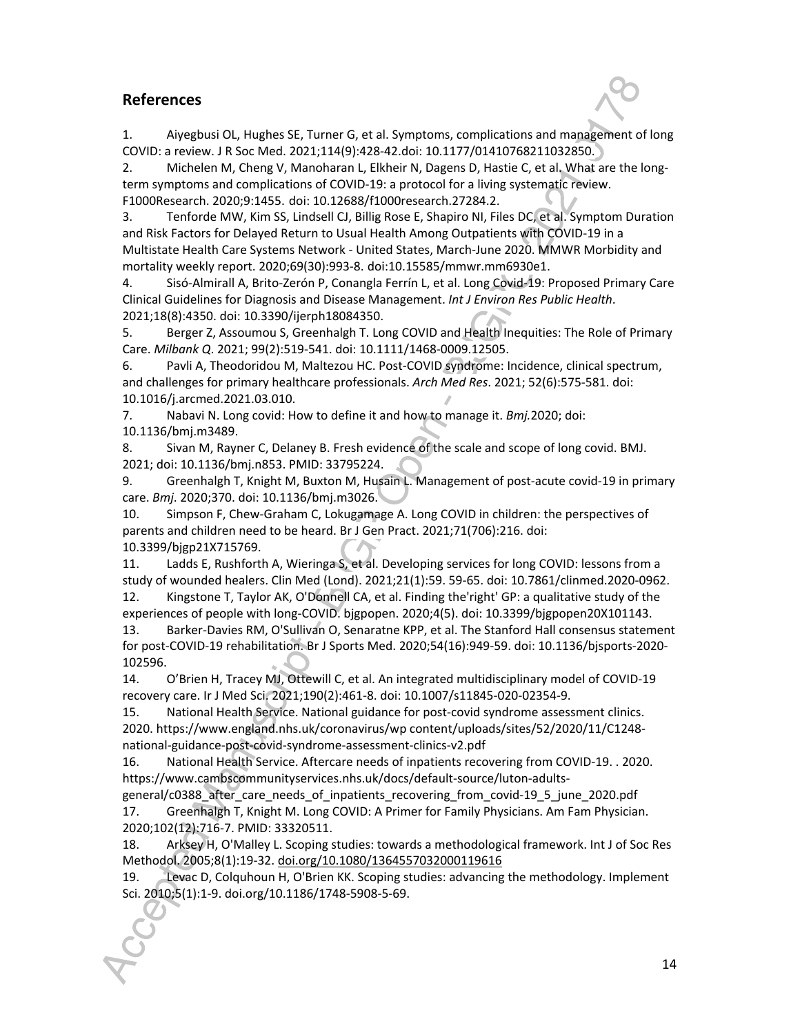## References

1. Aiyegbusi OL, Hughes SE, Turner G, et al. Symptoms, complications and management of long COVID: a review. J R Soc Med. 2021;114(9):428-42.doi: 10.1177/01410768211032850.
2. Michelen M, Cheng V, Manoharan L, Elkheir N, Dagens D, Hastie C, et al. What are the long-term symptoms and complications of COVID-19: a protocol for a living systematic review. F1000Research. 2020;9:1455. doi: 10.12688/f1000research.27284.2.
3. Tenforde MW, Kim SS, Lindsell CJ, Billig Rose E, Shapiro NI, Files DC, et al. Symptom Duration and Risk Factors for Delayed Return to Usual Health Among Outpatients with COVID-19 in a Multistate Health Care Systems Network - United States, March-June 2020. MMWR Morbidity and mortality weekly report. 2020;69(30):993-8. doi:10.15585/mmwr.mm6930e1.
4. Sisó-Almirall A, Brito-Zerón P, Conangla Ferrín L, et al. Long Covid-19: Proposed Primary Care Clinical Guidelines for Diagnosis and Disease Management. *Int J Environ Res Public Health*. 2021;18(8):4350. doi: 10.3390/ijerph18084350.
5. Berger Z, Assoumou S, Greenhalgh T. Long COVID and Health Inequities: The Role of Primary Care. *Milbank Q*. 2021; 99(2):519-541. doi: 10.1111/1468-0009.12505.
6. Pavli A, Theodoridou M, Maltezou HC. Post-COVID syndrome: Incidence, clinical spectrum, and challenges for primary healthcare professionals. *Arch Med Res*. 2021; 52(6):575-581. doi: 10.1016/j.arcmed.2021.03.010.
7. Nabavi N. Long covid: How to define it and how to manage it. *Bmj.*2020; doi: 10.1136/bmj.m3489.
8. Sivan M, Rayner C, Delaney B. Fresh evidence of the scale and scope of long covid. BMJ. 2021; doi: 10.1136/bmj.n853. PMID: 33795224.
9. Greenhalgh T, Knight M, Buxton M, Husain L. Management of post-acute covid-19 in primary care. *Bmj*. 2020;370. doi: 10.1136/bmj.m3026.
10. Simpson F, Chew-Graham C, Lokugamage A. Long COVID in children: the perspectives of parents and children need to be heard. Br J Gen Pract. 2021;71(706):216. doi: 10.3399/bjgp21X715769.
11. Ladds E, Rushforth A, Wieringa S, et al. Developing services for long COVID: lessons from a study of wounded healers. Clin Med (Lond). 2021;21(1):59. 59-65. doi: 10.7861/clinmed.2020-0962.
12. Kingstone T, Taylor AK, O'Donnell CA, et al. Finding the'right' GP: a qualitative study of the experiences of people with long-COVID. bjgpopen. 2020;4(5). doi: 10.3399/bjgpopen20X101143.
13. Barker-Davies RM, O'Sullivan O, Senaratne KPP, et al. The Stanford Hall consensus statement for post-COVID-19 rehabilitation. Br J Sports Med. 2020;54(16):949-59. doi: 10.1136/bjsports-2020-102596.
14. O'Brien H, Tracey MJ, Ottewill C, et al. An integrated multidisciplinary model of COVID-19 recovery care. Ir J Med Sci. 2021;190(2):461-8. doi: 10.1007/s11845-020-02354-9.
15. National Health Service. National guidance for post-covid syndrome assessment clinics. 2020. https://www.england.nhs.uk/coronavirus/wp content/uploads/sites/52/2020/11/C1248-national-guidance-post-covid-syndrome-assessment-clinics-v2.pdf
16. National Health Service. Aftercare needs of inpatients recovering from COVID-19. . 2020. https://www.cambscommunityservices.nhs.uk/docs/default-source/luton-adults-general/c0388_after_care_needs_of_inpatients_recovering_from_covid-19_5_june_2020.pdf
17. Greenhalgh T, Knight M. Long COVID: A Primer for Family Physicians. Am Fam Physician. 2020;102(12):716-7. PMID: 33320511.
18. Arksey H, O'Malley L. Scoping studies: towards a methodological framework. Int J of Soc Res Methodol. 2005;8(1):19-32. doi.org/10.1080/1364557032000119616
19. Levac D, Colquhoun H, O'Brien KK. Scoping studies: advancing the methodology. Implement Sci. 2010;5(1):1-9. doi.org/10.1186/1748-5908-5-69.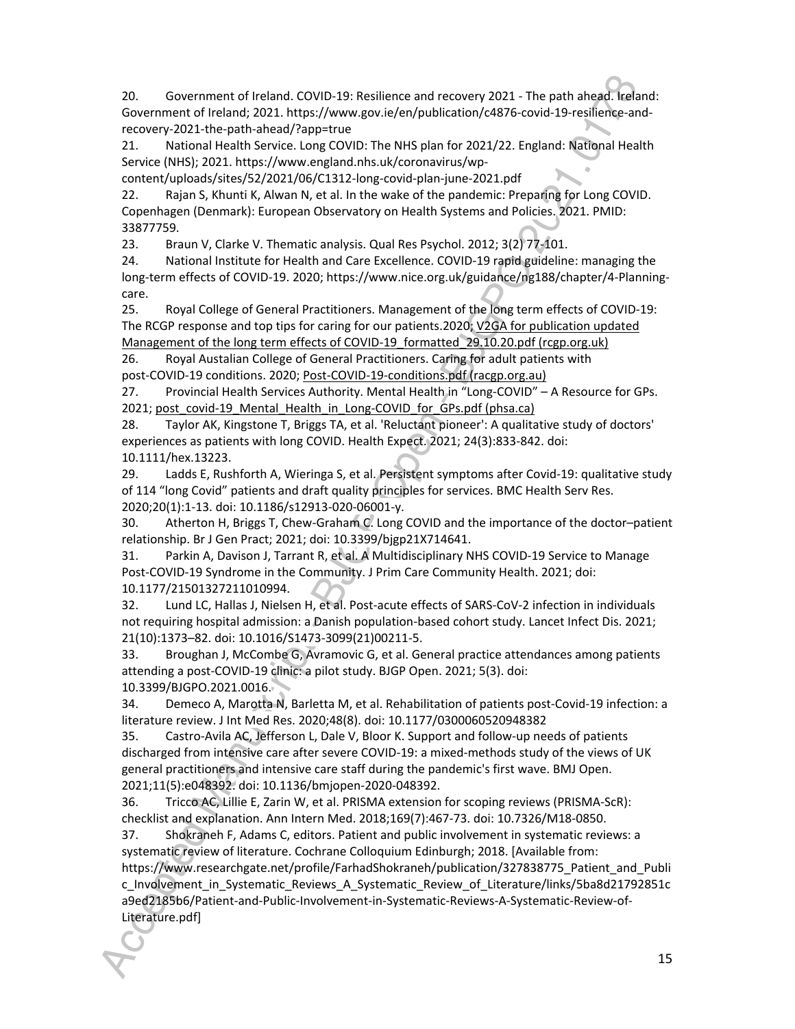20. Government of Ireland. COVID-19: Resilience and recovery 2021 - The path ahead. Ireland: Government of Ireland; 2021. https://www.gov.ie/en/publication/c4876-covid-19-resilience-and-recovery-2021-the-path-ahead/?app=true

21. National Health Service. Long COVID: The NHS plan for 2021/22. England: National Health Service (NHS); 2021. https://www.england.nhs.uk/coronavirus/wp-content/uploads/sites/52/2021/06/C1312-long-covid-plan-june-2021.pdf

22. Rajan S, Khunti K, Alwan N, et al. In the wake of the pandemic: Preparing for Long COVID. Copenhagen (Denmark): European Observatory on Health Systems and Policies. 2021. PMID: 33877759.

23. Braun V, Clarke V. Thematic analysis. Qual Res Psychol. 2012; 3(2) 77-101.

24. National Institute for Health and Care Excellence. COVID-19 rapid guideline: managing the long-term effects of COVID-19. 2020; https://www.nice.org.uk/guidance/ng188/chapter/4-Planning-care.

25. Royal College of General Practitioners. Management of the long term effects of COVID-19: The RCGP response and top tips for caring for our patients.2020; V2GA for publication updated Management of the long term effects of COVID-19_formatted_29.10.20.pdf (rcgp.org.uk)

26. Royal Austalian College of General Practitioners. Caring for adult patients with post-COVID-19 conditions. 2020; Post-COVID-19-conditions.pdf (racgp.org.au)

27. Provincial Health Services Authority. Mental Health in "Long-COVID" – A Resource for GPs. 2021; post_covid-19_Mental_Health_in_Long-COVID_for_GPs.pdf (phsa.ca)

28. Taylor AK, Kingstone T, Briggs TA, et al. 'Reluctant pioneer': A qualitative study of doctors' experiences as patients with long COVID. Health Expect. 2021; 24(3):833-842. doi: 10.1111/hex.13223.

29. Ladds E, Rushforth A, Wieringa S, et al. Persistent symptoms after Covid-19: qualitative study of 114 "long Covid" patients and draft quality principles for services. BMC Health Serv Res. 2020;20(1):1-13. doi: 10.1186/s12913-020-06001-y.

30. Atherton H, Briggs T, Chew-Graham C. Long COVID and the importance of the doctor–patient relationship. Br J Gen Pract; 2021; doi: 10.3399/bjgp21X714641.

31. Parkin A, Davison J, Tarrant R, et al. A Multidisciplinary NHS COVID-19 Service to Manage Post-COVID-19 Syndrome in the Community. J Prim Care Community Health. 2021; doi: 10.1177/21501327211010994.

32. Lund LC, Hallas J, Nielsen H, et al. Post-acute effects of SARS-CoV-2 infection in individuals not requiring hospital admission: a Danish population-based cohort study. Lancet Infect Dis. 2021; 21(10):1373–82. doi: 10.1016/S1473-3099(21)00211-5.

33. Broughan J, McCombe G, Avramovic G, et al. General practice attendances among patients attending a post-COVID-19 clinic: a pilot study. BJGP Open. 2021; 5(3). doi: 10.3399/BJGPO.2021.0016.

34. Demeco A, Marotta N, Barletta M, et al. Rehabilitation of patients post-Covid-19 infection: a literature review. J Int Med Res. 2020;48(8). doi: 10.1177/0300060520948382

35. Castro-Avila AC, Jefferson L, Dale V, Bloor K. Support and follow-up needs of patients discharged from intensive care after severe COVID-19: a mixed-methods study of the views of UK general practitioners and intensive care staff during the pandemic's first wave. BMJ Open. 2021;11(5):e048392. doi: 10.1136/bmjopen-2020-048392.

36. Tricco AC, Lillie E, Zarin W, et al. PRISMA extension for scoping reviews (PRISMA-ScR): checklist and explanation. Ann Intern Med. 2018;169(7):467-73. doi: 10.7326/M18-0850.

37. Shokraneh F, Adams C, editors. Patient and public involvement in systematic reviews: a systematic review of literature. Cochrane Colloquium Edinburgh; 2018. [Available from: https://www.researchgate.net/profile/FarhadShokraneh/publication/327838775_Patient_and_Public_Involvement_in_Systematic_Reviews_A_Systematic_Review_of_Literature/links/5ba8d21792851ca9ed2185b6/Patient-and-Public-Involvement-in-Systematic-Reviews-A-Systematic-Review-of-Literature.pdf]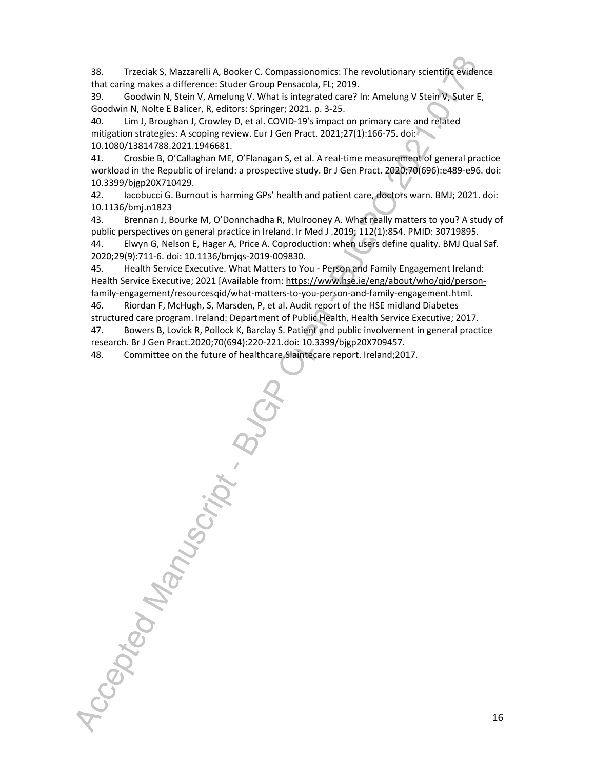38. Trzeciak S, Mazzarelli A, Booker C. Compassionomics: The revolutionary scientific evidence that caring makes a difference: Studer Group Pensacola, FL; 2019.

39. Goodwin N, Stein V, Amelung V. What is integrated care? In: Amelung V Stein V, Suter E, Goodwin N, Nolte E Balicer, R, editors: Springer; 2021. p. 3-25.

40. Lim J, Broughan J, Crowley D, et al. COVID-19's impact on primary care and related mitigation strategies: A scoping review. Eur J Gen Pract. 2021;27(1):166-75. doi: 10.1080/13814788.2021.1946681.

41. Crosbie B, O'Callaghan ME, O'Flanagan S, et al. A real-time measurement of general practice workload in the Republic of ireland: a prospective study. Br J Gen Pract. 2020;70(696):e489-e96. doi: 10.3399/bjgp20X710429.

42. Iacobucci G. Burnout is harming GPs' health and patient care, doctors warn. BMJ; 2021. doi: 10.1136/bmj.n1823

43. Brennan J, Bourke M, O'Donnchadha R, Mulrooney A. What really matters to you? A study of public perspectives on general practice in Ireland. Ir Med J .2019; 112(1):854. PMID: 30719895.

44. Elwyn G, Nelson E, Hager A, Price A. Coproduction: when users define quality. BMJ Qual Saf. 2020;29(9):711-6. doi: 10.1136/bmjqs-2019-009830.

45. Health Service Executive. What Matters to You - Person and Family Engagement Ireland: Health Service Executive; 2021 [Available from: https://www.hse.ie/eng/about/who/qid/person-family-engagement/resourcesqid/what-matters-to-you-person-and-family-engagement.html.

46. Riordan F, McHugh, S, Marsden, P, et al. Audit report of the HSE midland Diabetes structured care program. Ireland: Department of Public Health, Health Service Executive; 2017.

47. Bowers B, Lovick R, Pollock K, Barclay S. Patient and public involvement in general practice research. Br J Gen Pract.2020;70(694):220-221.doi: 10.3399/bjgp20X709457.

48. Committee on the future of healthcare.Slaintecare report. Ireland;2017.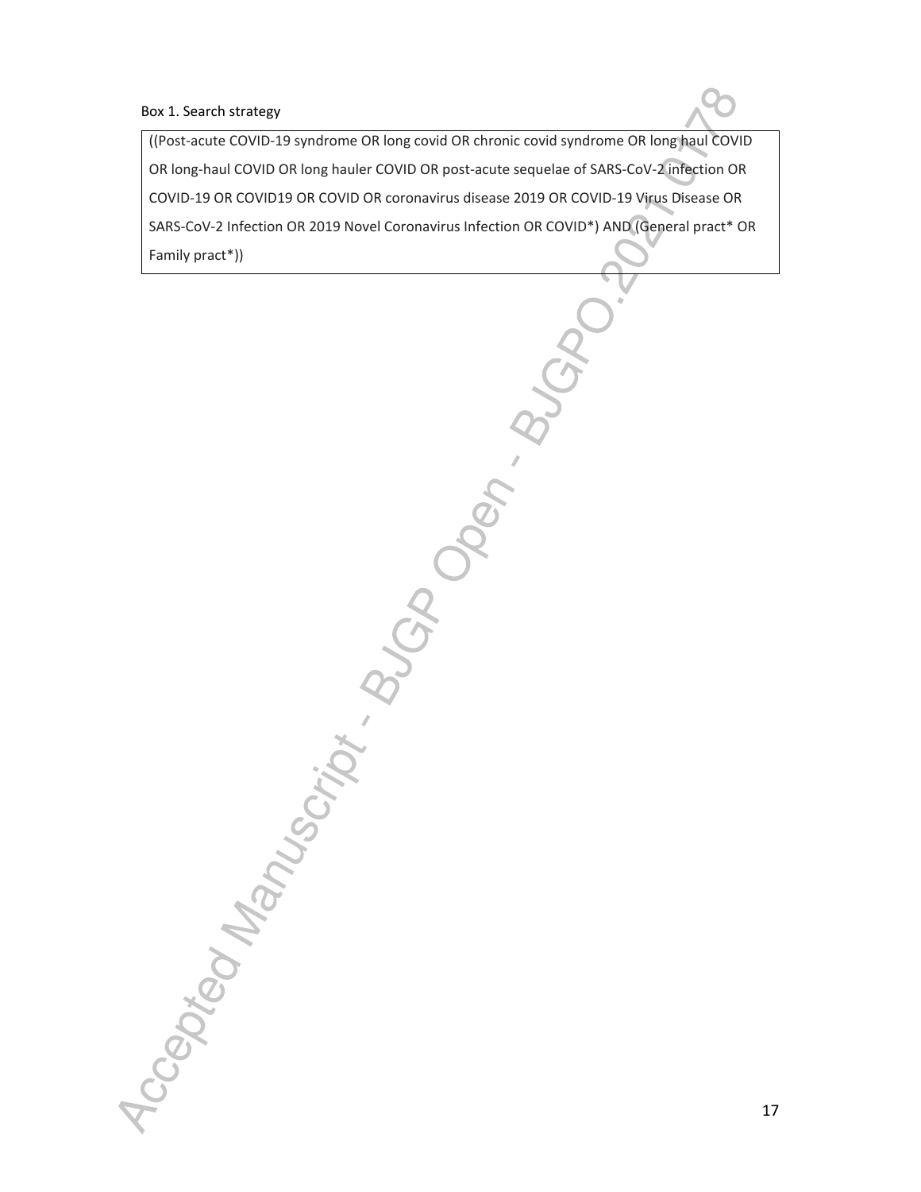Box 1. Search strategy

((Post-acute COVID-19 syndrome OR long covid OR chronic covid syndrome OR long haul COVID OR long-haul COVID OR long hauler COVID OR post-acute sequelae of SARS-CoV-2 infection OR COVID-19 OR COVID19 OR COVID OR coronavirus disease 2019 OR COVID-19 Virus Disease OR SARS-CoV-2 Infection OR 2019 Novel Coronavirus Infection OR COVID*) AND (General pract* OR Family pract*))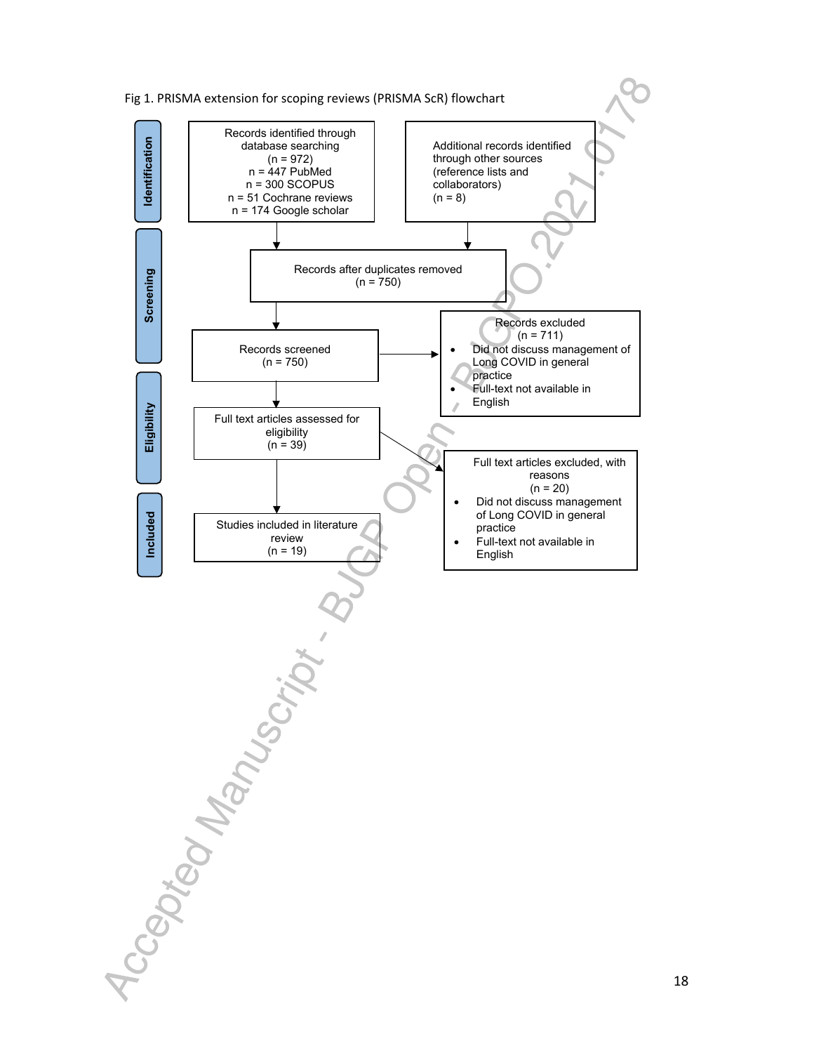Fig 1. PRISMA extension for scoping reviews (PRISMA ScR) flowchart

**Identification**

Records identified through database searching
(n = 972)
n = 447 PubMed
n = 300 SCOPUS
n = 51 Cochrane reviews
n = 174 Google scholar

Additional records identified through other sources (reference lists and collaborators)
(n = 8)

**Screening**

Records after duplicates removed
(n = 750)

Records screened
(n = 750)

Records excluded
(n = 711)

- Did not discuss management of Long COVID in general practice
- Full-text not available in English

**Eligibility**

Full text articles assessed for eligibility
(n = 39)

Full text articles excluded, with reasons
(n = 20)

- Did not discuss management of Long COVID in general practice
- Full-text not available in English

**Included**

Studies included in literature review
(n = 19)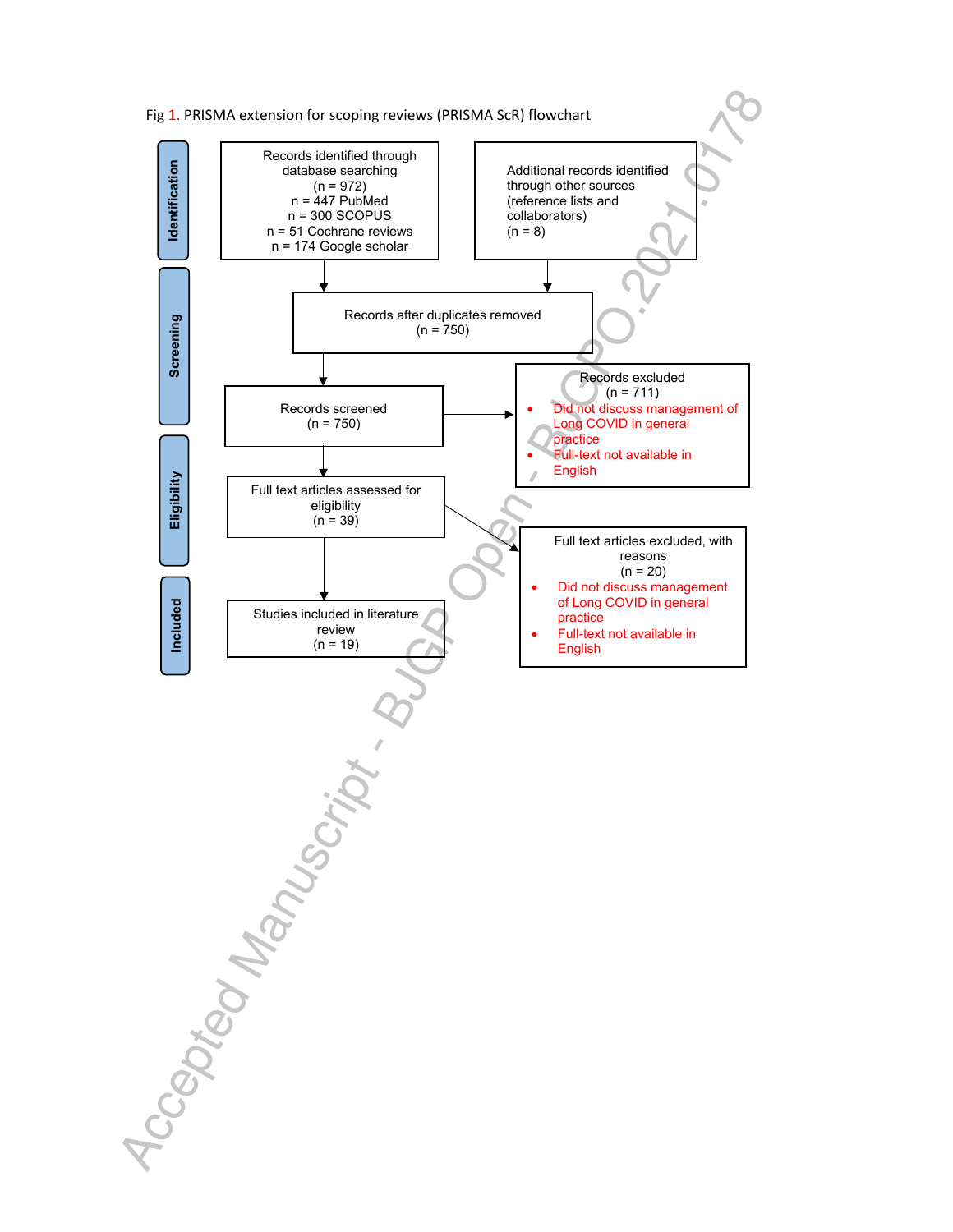Fig 1. PRISMA extension for scoping reviews (PRISMA ScR) flowchart

Identification

Records identified through database searching
(n = 972)
n = 447 PubMed
n = 300 SCOPUS
n = 51 Cochrane reviews
n = 174 Google scholar

Additional records identified through other sources (reference lists and collaborators)
(n = 8)

Screening

Records after duplicates removed
(n = 750)

Records screened
(n = 750)

Records excluded
(n = 711)
- Did not discuss management of Long COVID in general practice
- Full-text not available in English

Eligibility

Full text articles assessed for eligibility
(n = 39)

Full text articles excluded, with reasons
(n = 20)
- Did not discuss management of Long COVID in general practice
- Full-text not available in English

Included

Studies included in literature review
(n = 19)